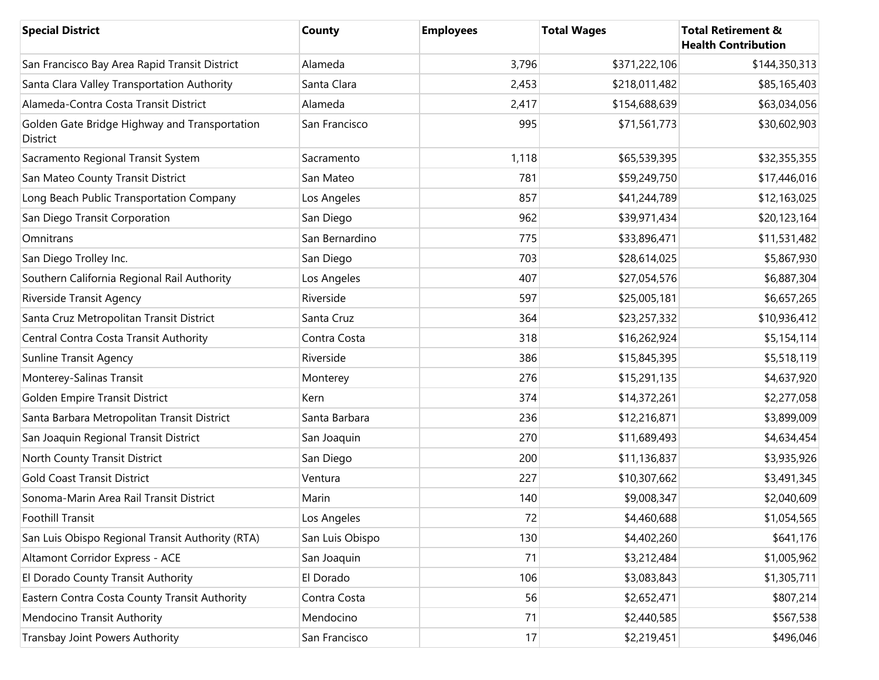| Special District | County | Employees | Total Wages | Total Retirement & Health Contribution |
| --- | --- | --- | --- | --- |
| San Francisco Bay Area Rapid Transit District | Alameda | 3,796 | $371,222,106 | $144,350,313 |
| Santa Clara Valley Transportation Authority | Santa Clara | 2,453 | $218,011,482 | $85,165,403 |
| Alameda-Contra Costa Transit District | Alameda | 2,417 | $154,688,639 | $63,034,056 |
| Golden Gate Bridge Highway and Transportation District | San Francisco | 995 | $71,561,773 | $30,602,903 |
| Sacramento Regional Transit System | Sacramento | 1,118 | $65,539,395 | $32,355,355 |
| San Mateo County Transit District | San Mateo | 781 | $59,249,750 | $17,446,016 |
| Long Beach Public Transportation Company | Los Angeles | 857 | $41,244,789 | $12,163,025 |
| San Diego Transit Corporation | San Diego | 962 | $39,971,434 | $20,123,164 |
| Omnitrans | San Bernardino | 775 | $33,896,471 | $11,531,482 |
| San Diego Trolley Inc. | San Diego | 703 | $28,614,025 | $5,867,930 |
| Southern California Regional Rail Authority | Los Angeles | 407 | $27,054,576 | $6,887,304 |
| Riverside Transit Agency | Riverside | 597 | $25,005,181 | $6,657,265 |
| Santa Cruz Metropolitan Transit District | Santa Cruz | 364 | $23,257,332 | $10,936,412 |
| Central Contra Costa Transit Authority | Contra Costa | 318 | $16,262,924 | $5,154,114 |
| Sunline Transit Agency | Riverside | 386 | $15,845,395 | $5,518,119 |
| Monterey-Salinas Transit | Monterey | 276 | $15,291,135 | $4,637,920 |
| Golden Empire Transit District | Kern | 374 | $14,372,261 | $2,277,058 |
| Santa Barbara Metropolitan Transit District | Santa Barbara | 236 | $12,216,871 | $3,899,009 |
| San Joaquin Regional Transit District | San Joaquin | 270 | $11,689,493 | $4,634,454 |
| North County Transit District | San Diego | 200 | $11,136,837 | $3,935,926 |
| Gold Coast Transit District | Ventura | 227 | $10,307,662 | $3,491,345 |
| Sonoma-Marin Area Rail Transit District | Marin | 140 | $9,008,347 | $2,040,609 |
| Foothill Transit | Los Angeles | 72 | $4,460,688 | $1,054,565 |
| San Luis Obispo Regional Transit Authority (RTA) | San Luis Obispo | 130 | $4,402,260 | $641,176 |
| Altamont Corridor Express - ACE | San Joaquin | 71 | $3,212,484 | $1,005,962 |
| El Dorado County Transit Authority | El Dorado | 106 | $3,083,843 | $1,305,711 |
| Eastern Contra Costa County Transit Authority | Contra Costa | 56 | $2,652,471 | $807,214 |
| Mendocino Transit Authority | Mendocino | 71 | $2,440,585 | $567,538 |
| Transbay Joint Powers Authority | San Francisco | 17 | $2,219,451 | $496,046 |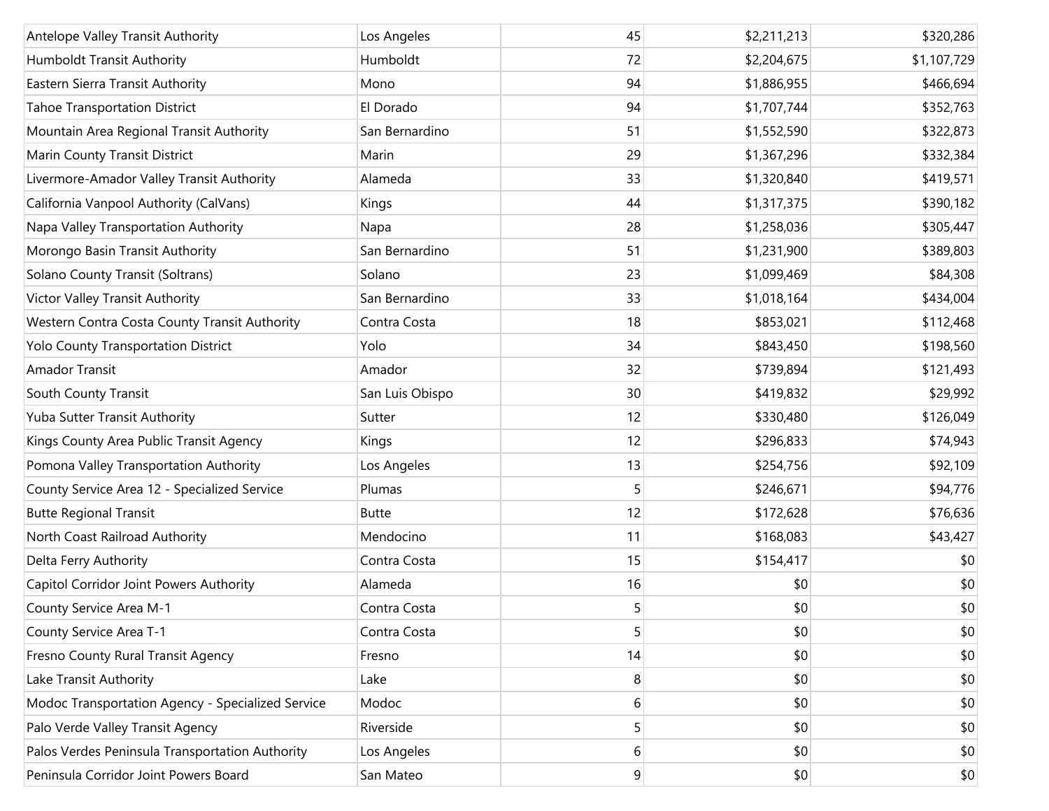| | | | | |
|---|---|---|---|---|
| Antelope Valley Transit Authority | Los Angeles | 45 | $2,211,213 | $320,286 |
| Humboldt Transit Authority | Humboldt | 72 | $2,204,675 | $1,107,729 |
| Eastern Sierra Transit Authority | Mono | 94 | $1,886,955 | $466,694 |
| Tahoe Transportation District | El Dorado | 94 | $1,707,744 | $352,763 |
| Mountain Area Regional Transit Authority | San Bernardino | 51 | $1,552,590 | $322,873 |
| Marin County Transit District | Marin | 29 | $1,367,296 | $332,384 |
| Livermore-Amador Valley Transit Authority | Alameda | 33 | $1,320,840 | $419,571 |
| California Vanpool Authority (CalVans) | Kings | 44 | $1,317,375 | $390,182 |
| Napa Valley Transportation Authority | Napa | 28 | $1,258,036 | $305,447 |
| Morongo Basin Transit Authority | San Bernardino | 51 | $1,231,900 | $389,803 |
| Solano County Transit (Soltrans) | Solano | 23 | $1,099,469 | $84,308 |
| Victor Valley Transit Authority | San Bernardino | 33 | $1,018,164 | $434,004 |
| Western Contra Costa County Transit Authority | Contra Costa | 18 | $853,021 | $112,468 |
| Yolo County Transportation District | Yolo | 34 | $843,450 | $198,560 |
| Amador Transit | Amador | 32 | $739,894 | $121,493 |
| South County Transit | San Luis Obispo | 30 | $419,832 | $29,992 |
| Yuba Sutter Transit Authority | Sutter | 12 | $330,480 | $126,049 |
| Kings County Area Public Transit Agency | Kings | 12 | $296,833 | $74,943 |
| Pomona Valley Transportation Authority | Los Angeles | 13 | $254,756 | $92,109 |
| County Service Area 12 - Specialized Service | Plumas | 5 | $246,671 | $94,776 |
| Butte Regional Transit | Butte | 12 | $172,628 | $76,636 |
| North Coast Railroad Authority | Mendocino | 11 | $168,083 | $43,427 |
| Delta Ferry Authority | Contra Costa | 15 | $154,417 | $0 |
| Capitol Corridor Joint Powers Authority | Alameda | 16 | $0 | $0 |
| County Service Area M-1 | Contra Costa | 5 | $0 | $0 |
| County Service Area T-1 | Contra Costa | 5 | $0 | $0 |
| Fresno County Rural Transit Agency | Fresno | 14 | $0 | $0 |
| Lake Transit Authority | Lake | 8 | $0 | $0 |
| Modoc Transportation Agency - Specialized Service | Modoc | 6 | $0 | $0 |
| Palo Verde Valley Transit Agency | Riverside | 5 | $0 | $0 |
| Palos Verdes Peninsula Transportation Authority | Los Angeles | 6 | $0 | $0 |
| Peninsula Corridor Joint Powers Board | San Mateo | 9 | $0 | $0 |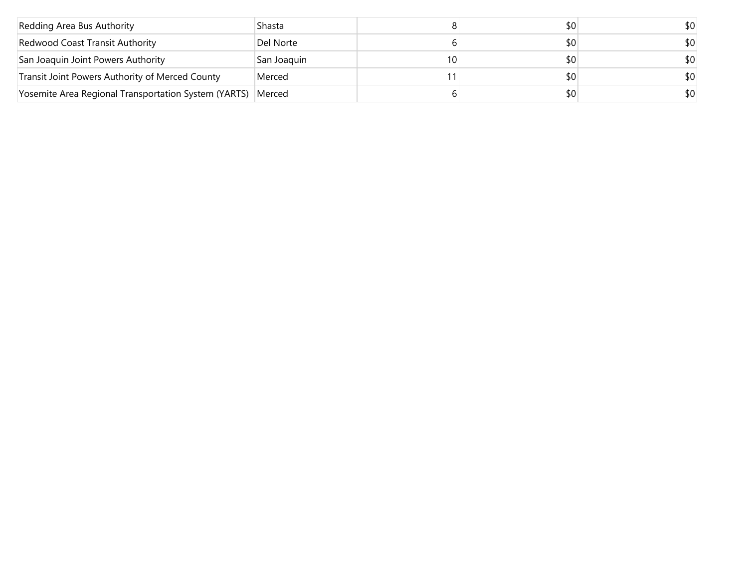| | | | | |
|---|---|---|---|---|
| Redding Area Bus Authority | Shasta | 8 | $0 | $0 |
| Redwood Coast Transit Authority | Del Norte | 6 | $0 | $0 |
| San Joaquin Joint Powers Authority | San Joaquin | 10 | $0 | $0 |
| Transit Joint Powers Authority of Merced County | Merced | 11 | $0 | $0 |
| Yosemite Area Regional Transportation System (YARTS) | Merced | 6 | $0 | $0 |